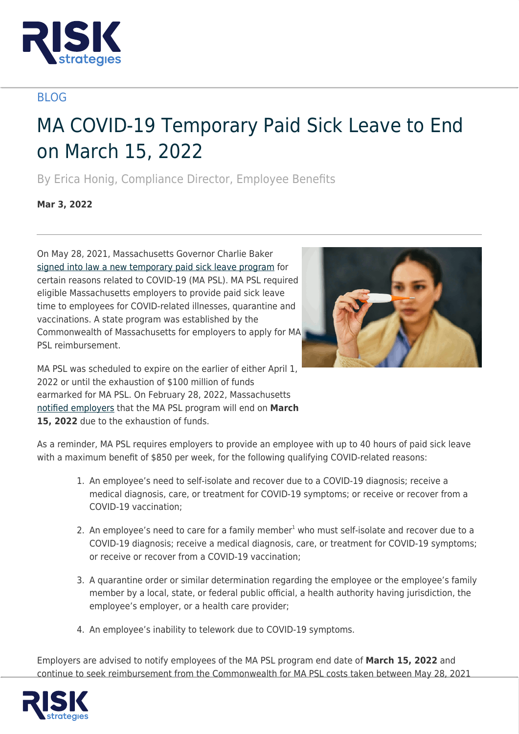BLOG

# MA COVID-19 Temporary Paid Sick Leave to End on March 15, 2022

By Erica Honig, Compliance Director, Employee Benefits

**Mar 3, 2022**

---

On May 28, 2021, Massachusetts Governor Charlie Baker signed into law a new temporary paid sick leave program for certain reasons related to COVID-19 (MA PSL). MA PSL required eligible Massachusetts employers to provide paid sick leave time to employees for COVID-related illnesses, quarantine and vaccinations. A state program was established by the Commonwealth of Massachusetts for employers to apply for MA PSL reimbursement.

MA PSL was scheduled to expire on the earlier of either April 1, 2022 or until the exhaustion of $100 million of funds earmarked for MA PSL. On February 28, 2022, Massachusetts notified employers that the MA PSL program will end on **March 15, 2022** due to the exhaustion of funds.

As a reminder, MA PSL requires employers to provide an employee with up to 40 hours of paid sick leave with a maximum benefit of $850 per week, for the following qualifying COVID-related reasons:

1. An employee's need to self-isolate and recover due to a COVID-19 diagnosis; receive a medical diagnosis, care, or treatment for COVID-19 symptoms; or receive or recover from a COVID-19 vaccination;
2. An employee's need to care for a family member[1] who must self-isolate and recover due to a COVID-19 diagnosis; receive a medical diagnosis, care, or treatment for COVID-19 symptoms; or receive or recover from a COVID-19 vaccination;
3. A quarantine order or similar determination regarding the employee or the employee's family member by a local, state, or federal public official, a health authority having jurisdiction, the employee's employer, or a health care provider;
4. An employee's inability to telework due to COVID-19 symptoms.

Employers are advised to notify employees of the MA PSL program end date of **March 15, 2022** and continue to seek reimbursement from the Commonwealth for MA PSL costs taken between May 28, 2021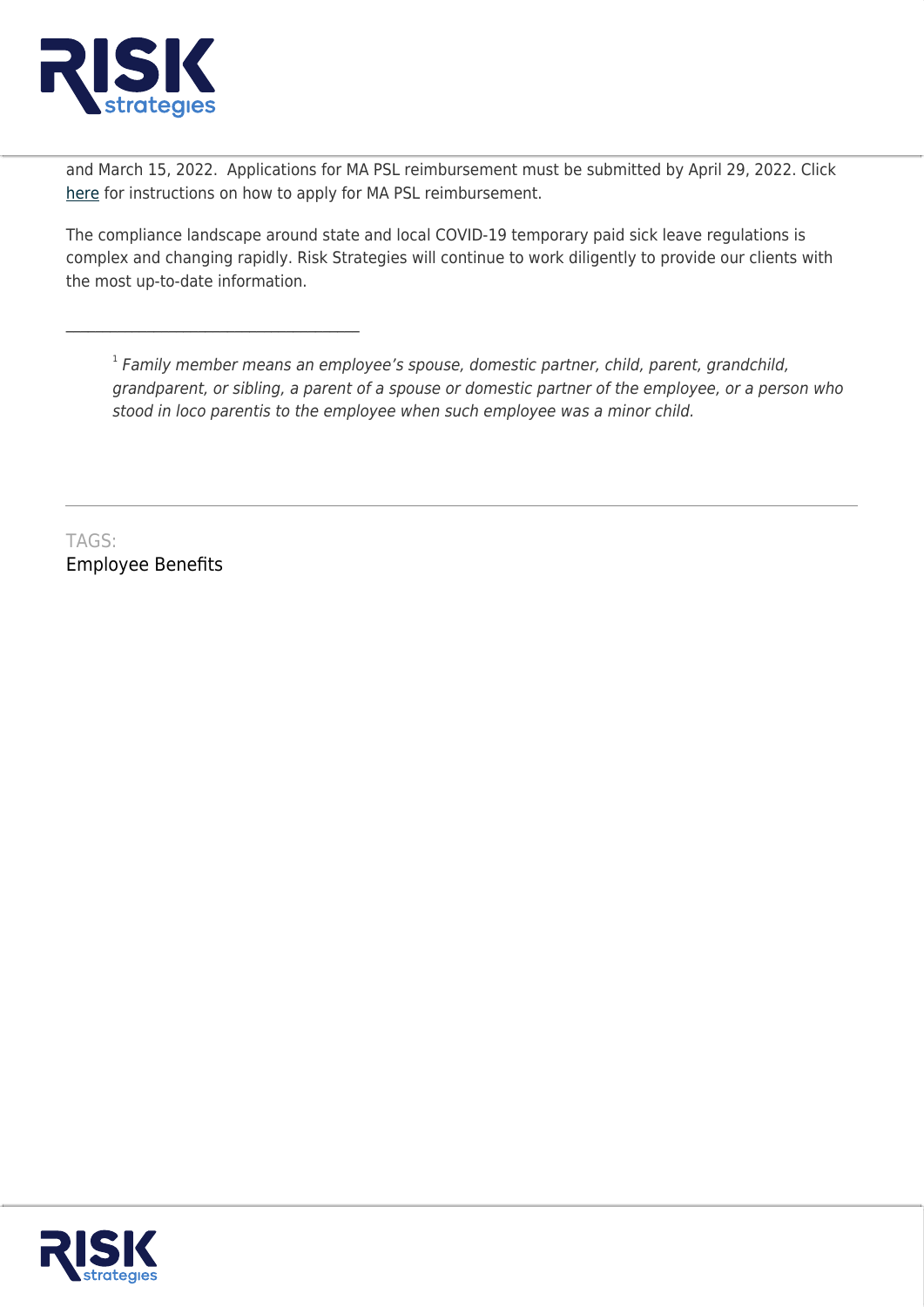and March 15, 2022. Applications for MA PSL reimbursement must be submitted by April 29, 2022. Click here for instructions on how to apply for MA PSL reimbursement.

The compliance landscape around state and local COVID-19 temporary paid sick leave regulations is complex and changing rapidly. Risk Strategies will continue to work diligently to provide our clients with the most up-to-date information.

---

[1] *Family member means an employee's spouse, domestic partner, child, parent, grandchild, grandparent, or sibling, a parent of a spouse or domestic partner of the employee, or a person who stood in loco parentis to the employee when such employee was a minor child.*

---

TAGS:
Employee Benefits